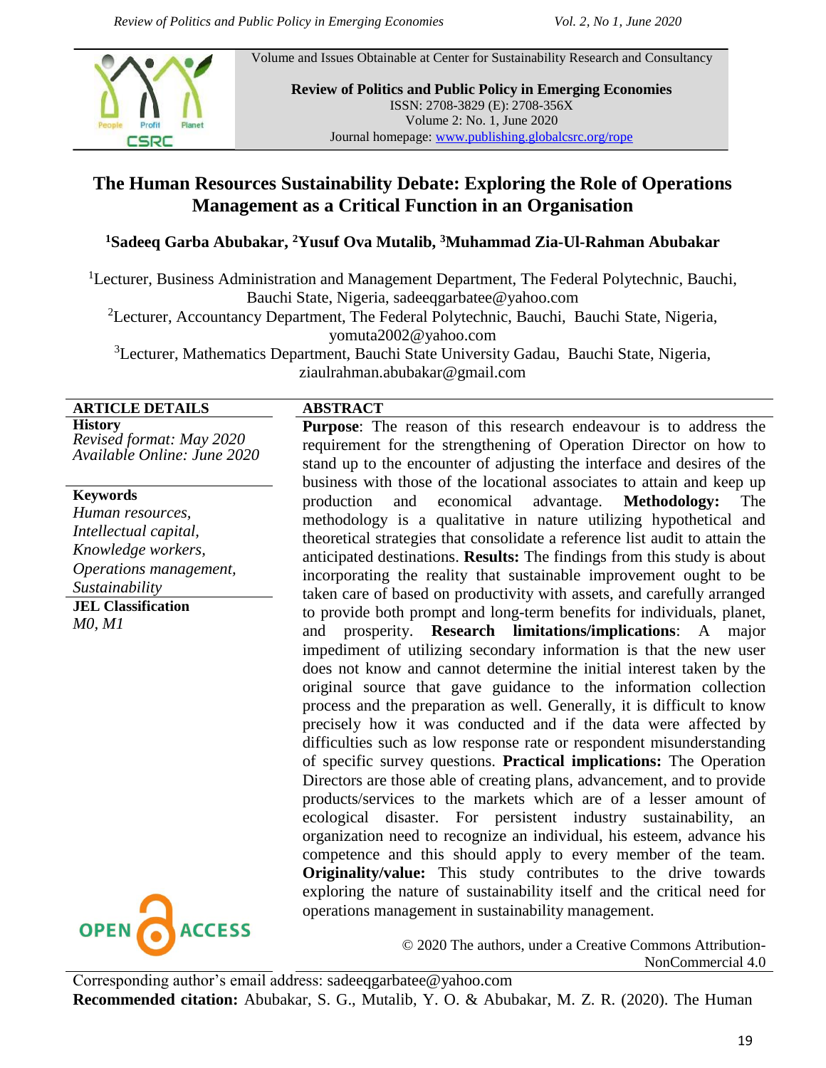Volume and Issues Obtainable at Center for Sustainability Research and Consultancy

**Review of Politics and Public Policy in Emerging Economies**
ISSN: 2708-3829 (E): 2708-356X
Volume 2: No. 1, June 2020
Journal homepage: www.publishing.globalcsrc.org/rope

# The Human Resources Sustainability Debate: Exploring the Role of Operations Management as a Critical Function in an Organisation

**[1]Sadeeq Garba Abubakar, [2]Yusuf Ova Mutalib, [3]Muhammad Zia-Ul-Rahman Abubakar**

[1]Lecturer, Business Administration and Management Department, The Federal Polytechnic, Bauchi, Bauchi State, Nigeria, sadeeqgarbatee@yahoo.com

[2]Lecturer, Accountancy Department, The Federal Polytechnic, Bauchi, Bauchi State, Nigeria, yomuta2002@yahoo.com

[3]Lecturer, Mathematics Department, Bauchi State University Gadau, Bauchi State, Nigeria, ziaulrahman.abubakar@gmail.com

**ARTICLE DETAILS**

**History**
*Revised format: May 2020*
*Available Online: June 2020*

**Keywords**
*Human resources, Intellectual capital, Knowledge workers, Operations management, Sustainability*

**JEL Classification**
*M0, M1*

**ABSTRACT**

**Purpose**: The reason of this research endeavour is to address the requirement for the strengthening of Operation Director on how to stand up to the encounter of adjusting the interface and desires of the business with those of the locational associates to attain and keep up production and economical advantage. **Methodology:** The methodology is a qualitative in nature utilizing hypothetical and theoretical strategies that consolidate a reference list audit to attain the anticipated destinations. **Results:** The findings from this study is about incorporating the reality that sustainable improvement ought to be taken care of based on productivity with assets, and carefully arranged to provide both prompt and long-term benefits for individuals, planet, and prosperity. **Research limitations/implications**: A major impediment of utilizing secondary information is that the new user does not know and cannot determine the initial interest taken by the original source that gave guidance to the information collection process and the preparation as well. Generally, it is difficult to know precisely how it was conducted and if the data were affected by difficulties such as low response rate or respondent misunderstanding of specific survey questions. **Practical implications:** The Operation Directors are those able of creating plans, advancement, and to provide products/services to the markets which are of a lesser amount of ecological disaster. For persistent industry sustainability, an organization need to recognize an individual, his esteem, advance his competence and this should apply to every member of the team. **Originality/value:** This study contributes to the drive towards exploring the nature of sustainability itself and the critical need for operations management in sustainability management.

© 2020 The authors, under a Creative Commons Attribution-NonCommercial 4.0

Corresponding author's email address: sadeeqgarbatee@yahoo.com

**Recommended citation:** Abubakar, S. G., Mutalib, Y. O. & Abubakar, M. Z. R. (2020). The Human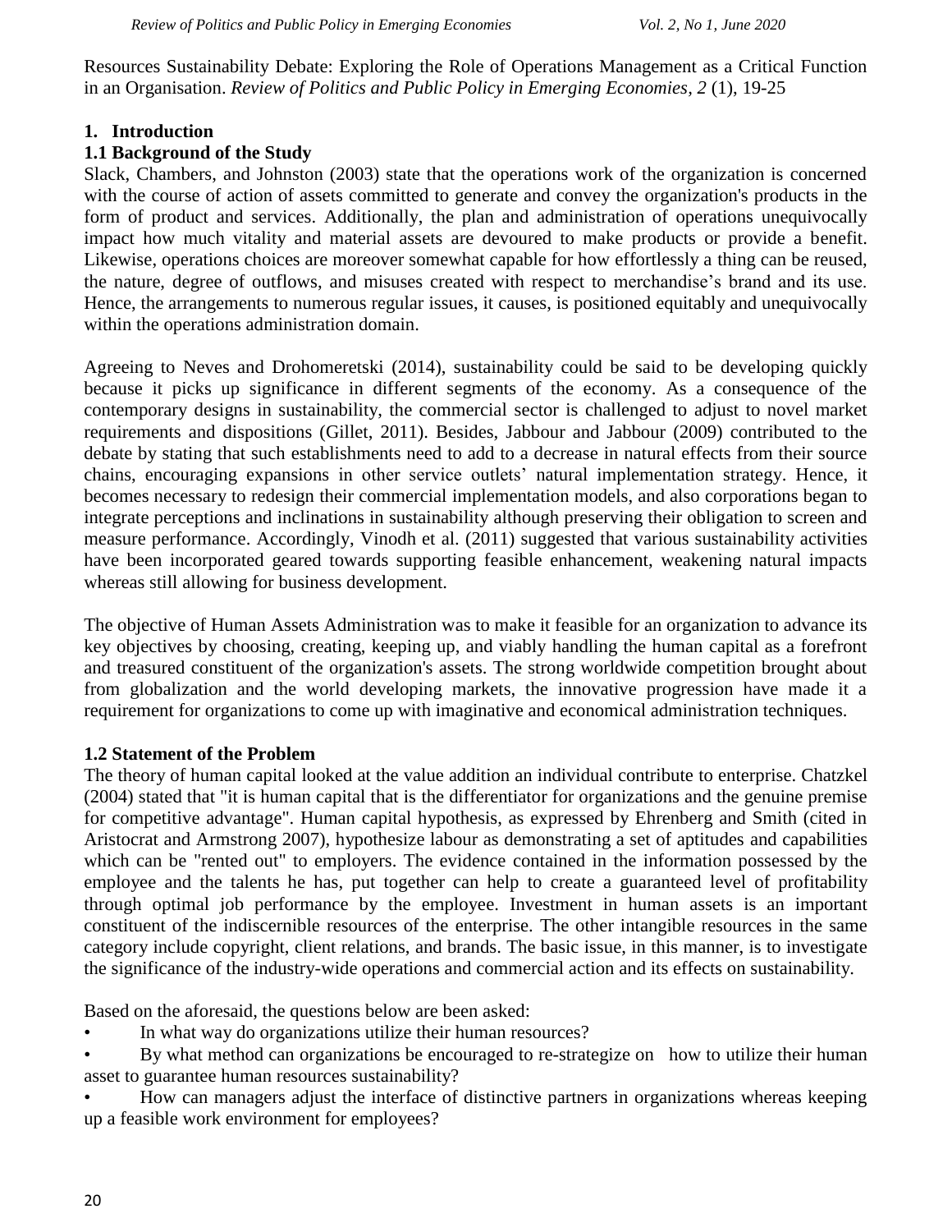Resources Sustainability Debate: Exploring the Role of Operations Management as a Critical Function in an Organisation. *Review of Politics and Public Policy in Emerging Economies*, *2* (1), 19-25

## 1. Introduction

### 1.1 Background of the Study

Slack, Chambers, and Johnston (2003) state that the operations work of the organization is concerned with the course of action of assets committed to generate and convey the organization's products in the form of product and services. Additionally, the plan and administration of operations unequivocally impact how much vitality and material assets are devoured to make products or provide a benefit. Likewise, operations choices are moreover somewhat capable for how effortlessly a thing can be reused, the nature, degree of outflows, and misuses created with respect to merchandise's brand and its use. Hence, the arrangements to numerous regular issues, it causes, is positioned equitably and unequivocally within the operations administration domain.

Agreeing to Neves and Drohomeretski (2014), sustainability could be said to be developing quickly because it picks up significance in different segments of the economy. As a consequence of the contemporary designs in sustainability, the commercial sector is challenged to adjust to novel market requirements and dispositions (Gillet, 2011). Besides, Jabbour and Jabbour (2009) contributed to the debate by stating that such establishments need to add to a decrease in natural effects from their source chains, encouraging expansions in other service outlets' natural implementation strategy. Hence, it becomes necessary to redesign their commercial implementation models, and also corporations began to integrate perceptions and inclinations in sustainability although preserving their obligation to screen and measure performance. Accordingly, Vinodh et al. (2011) suggested that various sustainability activities have been incorporated geared towards supporting feasible enhancement, weakening natural impacts whereas still allowing for business development.

The objective of Human Assets Administration was to make it feasible for an organization to advance its key objectives by choosing, creating, keeping up, and viably handling the human capital as a forefront and treasured constituent of the organization's assets. The strong worldwide competition brought about from globalization and the world developing markets, the innovative progression have made it a requirement for organizations to come up with imaginative and economical administration techniques.

### 1.2 Statement of the Problem

The theory of human capital looked at the value addition an individual contribute to enterprise. Chatzkel (2004) stated that "it is human capital that is the differentiator for organizations and the genuine premise for competitive advantage". Human capital hypothesis, as expressed by Ehrenberg and Smith (cited in Aristocrat and Armstrong 2007), hypothesize labour as demonstrating a set of aptitudes and capabilities which can be "rented out" to employers. The evidence contained in the information possessed by the employee and the talents he has, put together can help to create a guaranteed level of profitability through optimal job performance by the employee. Investment in human assets is an important constituent of the indiscernible resources of the enterprise. The other intangible resources in the same category include copyright, client relations, and brands. The basic issue, in this manner, is to investigate the significance of the industry-wide operations and commercial action and its effects on sustainability.

Based on the aforesaid, the questions below are been asked:

- In what way do organizations utilize their human resources?
- By what method can organizations be encouraged to re-strategize on how to utilize their human asset to guarantee human resources sustainability?
- How can managers adjust the interface of distinctive partners in organizations whereas keeping up a feasible work environment for employees?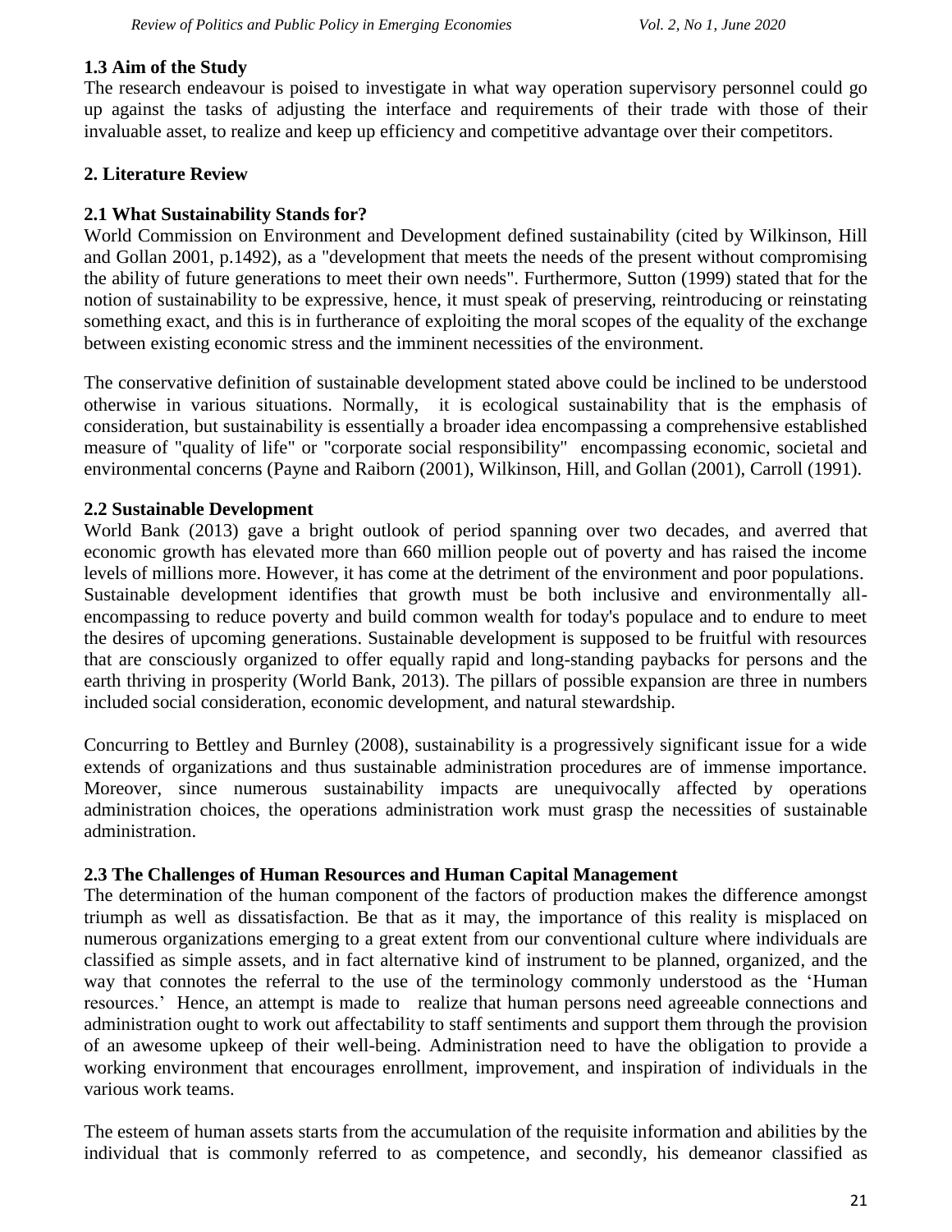### 1.3 Aim of the Study

The research endeavour is poised to investigate in what way operation supervisory personnel could go up against the tasks of adjusting the interface and requirements of their trade with those of their invaluable asset, to realize and keep up efficiency and competitive advantage over their competitors.

## 2. Literature Review

### 2.1 What Sustainability Stands for?

World Commission on Environment and Development defined sustainability (cited by Wilkinson, Hill and Gollan 2001, p.1492), as a "development that meets the needs of the present without compromising the ability of future generations to meet their own needs". Furthermore, Sutton (1999) stated that for the notion of sustainability to be expressive, hence, it must speak of preserving, reintroducing or reinstating something exact, and this is in furtherance of exploiting the moral scopes of the equality of the exchange between existing economic stress and the imminent necessities of the environment.

The conservative definition of sustainable development stated above could be inclined to be understood otherwise in various situations. Normally, it is ecological sustainability that is the emphasis of consideration, but sustainability is essentially a broader idea encompassing a comprehensive established measure of "quality of life" or "corporate social responsibility" encompassing economic, societal and environmental concerns (Payne and Raiborn (2001), Wilkinson, Hill, and Gollan (2001), Carroll (1991).

### 2.2 Sustainable Development

World Bank (2013) gave a bright outlook of period spanning over two decades, and averred that economic growth has elevated more than 660 million people out of poverty and has raised the income levels of millions more. However, it has come at the detriment of the environment and poor populations. Sustainable development identifies that growth must be both inclusive and environmentally all-encompassing to reduce poverty and build common wealth for today's populace and to endure to meet the desires of upcoming generations. Sustainable development is supposed to be fruitful with resources that are consciously organized to offer equally rapid and long-standing paybacks for persons and the earth thriving in prosperity (World Bank, 2013). The pillars of possible expansion are three in numbers included social consideration, economic development, and natural stewardship.

Concurring to Bettley and Burnley (2008), sustainability is a progressively significant issue for a wide extends of organizations and thus sustainable administration procedures are of immense importance. Moreover, since numerous sustainability impacts are unequivocally affected by operations administration choices, the operations administration work must grasp the necessities of sustainable administration.

### 2.3 The Challenges of Human Resources and Human Capital Management

The determination of the human component of the factors of production makes the difference amongst triumph as well as dissatisfaction. Be that as it may, the importance of this reality is misplaced on numerous organizations emerging to a great extent from our conventional culture where individuals are classified as simple assets, and in fact alternative kind of instrument to be planned, organized, and the way that connotes the referral to the use of the terminology commonly understood as the 'Human resources.' Hence, an attempt is made to realize that human persons need agreeable connections and administration ought to work out affectability to staff sentiments and support them through the provision of an awesome upkeep of their well-being. Administration need to have the obligation to provide a working environment that encourages enrollment, improvement, and inspiration of individuals in the various work teams.

The esteem of human assets starts from the accumulation of the requisite information and abilities by the individual that is commonly referred to as competence, and secondly, his demeanor classified as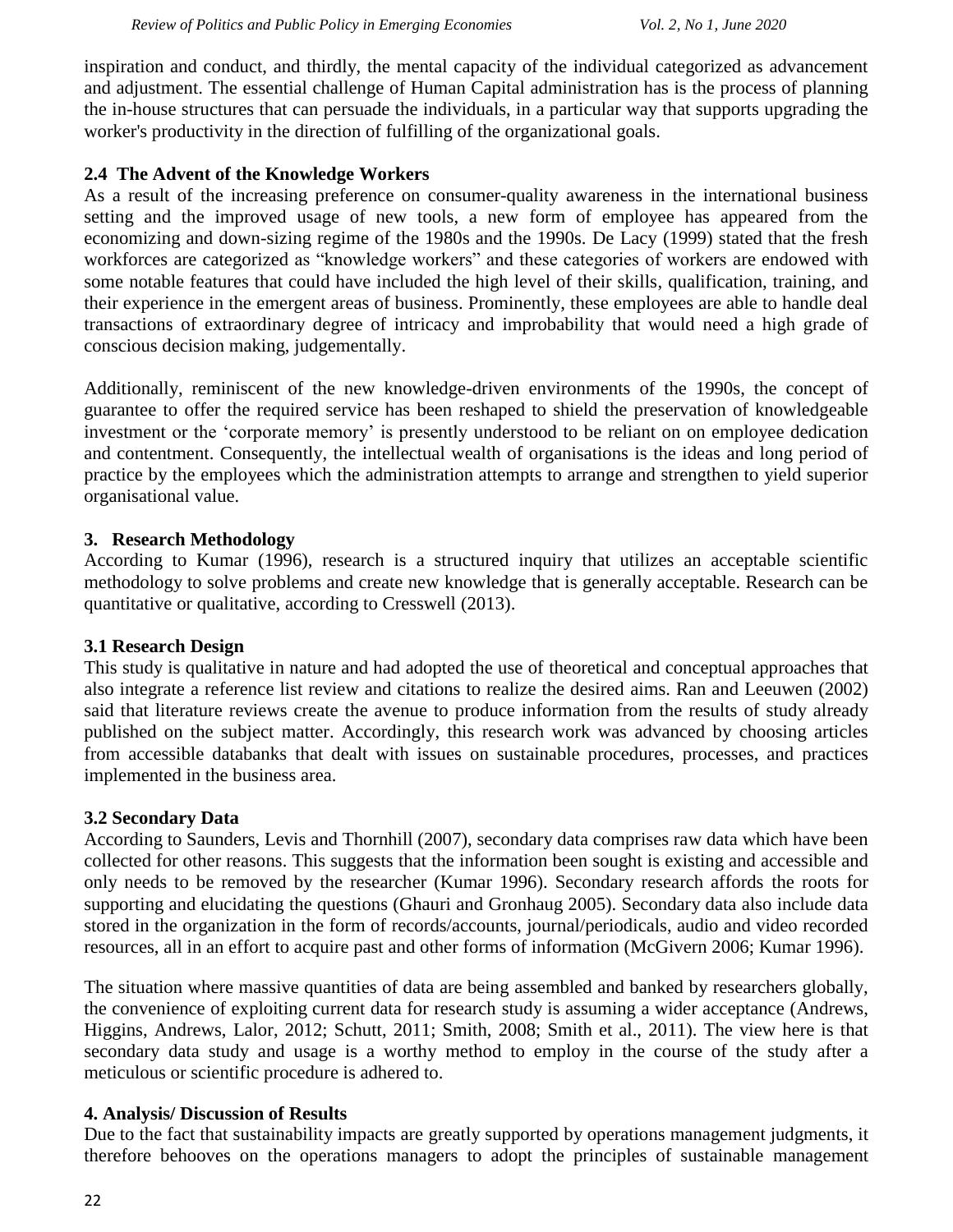inspiration and conduct, and thirdly, the mental capacity of the individual categorized as advancement and adjustment. The essential challenge of Human Capital administration has is the process of planning the in-house structures that can persuade the individuals, in a particular way that supports upgrading the worker's productivity in the direction of fulfilling of the organizational goals.

### 2.4 The Advent of the Knowledge Workers

As a result of the increasing preference on consumer-quality awareness in the international business setting and the improved usage of new tools, a new form of employee has appeared from the economizing and down-sizing regime of the 1980s and the 1990s. De Lacy (1999) stated that the fresh workforces are categorized as "knowledge workers" and these categories of workers are endowed with some notable features that could have included the high level of their skills, qualification, training, and their experience in the emergent areas of business. Prominently, these employees are able to handle deal transactions of extraordinary degree of intricacy and improbability that would need a high grade of conscious decision making, judgementally.

Additionally, reminiscent of the new knowledge-driven environments of the 1990s, the concept of guarantee to offer the required service has been reshaped to shield the preservation of knowledgeable investment or the 'corporate memory' is presently understood to be reliant on on employee dedication and contentment. Consequently, the intellectual wealth of organisations is the ideas and long period of practice by the employees which the administration attempts to arrange and strengthen to yield superior organisational value.

## 3. Research Methodology

According to Kumar (1996), research is a structured inquiry that utilizes an acceptable scientific methodology to solve problems and create new knowledge that is generally acceptable. Research can be quantitative or qualitative, according to Cresswell (2013).

### 3.1 Research Design

This study is qualitative in nature and had adopted the use of theoretical and conceptual approaches that also integrate a reference list review and citations to realize the desired aims. Ran and Leeuwen (2002) said that literature reviews create the avenue to produce information from the results of study already published on the subject matter. Accordingly, this research work was advanced by choosing articles from accessible databanks that dealt with issues on sustainable procedures, processes, and practices implemented in the business area.

### 3.2 Secondary Data

According to Saunders, Levis and Thornhill (2007), secondary data comprises raw data which have been collected for other reasons. This suggests that the information been sought is existing and accessible and only needs to be removed by the researcher (Kumar 1996). Secondary research affords the roots for supporting and elucidating the questions (Ghauri and Gronhaug 2005). Secondary data also include data stored in the organization in the form of records/accounts, journal/periodicals, audio and video recorded resources, all in an effort to acquire past and other forms of information (McGivern 2006; Kumar 1996).

The situation where massive quantities of data are being assembled and banked by researchers globally, the convenience of exploiting current data for research study is assuming a wider acceptance (Andrews, Higgins, Andrews, Lalor, 2012; Schutt, 2011; Smith, 2008; Smith et al., 2011). The view here is that secondary data study and usage is a worthy method to employ in the course of the study after a meticulous or scientific procedure is adhered to.

## 4. Analysis/ Discussion of Results

Due to the fact that sustainability impacts are greatly supported by operations management judgments, it therefore behooves on the operations managers to adopt the principles of sustainable management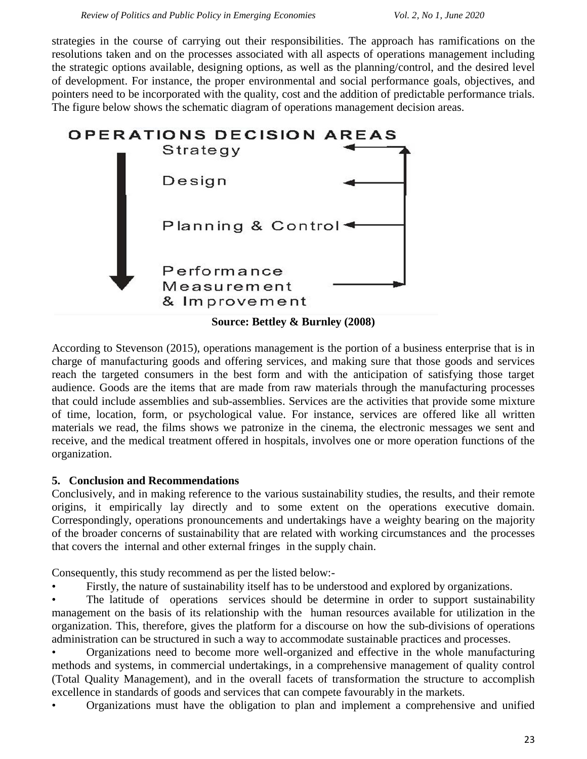strategies in the course of carrying out their responsibilities. The approach has ramifications on the resolutions taken and on the processes associated with all aspects of operations management including the strategic options available, designing options, as well as the planning/control, and the desired level of development. For instance, the proper environmental and social performance goals, objectives, and pointers need to be incorporated with the quality, cost and the addition of predictable performance trials. The figure below shows the schematic diagram of operations management decision areas.

OPERATIONS DECISION AREAS

Strategy

Design

Planning & Control

Performance Measurement & Improvement

**Source: Bettley & Burnley (2008)**

According to Stevenson (2015), operations management is the portion of a business enterprise that is in charge of manufacturing goods and offering services, and making sure that those goods and services reach the targeted consumers in the best form and with the anticipation of satisfying those target audience. Goods are the items that are made from raw materials through the manufacturing processes that could include assemblies and sub-assemblies. Services are the activities that provide some mixture of time, location, form, or psychological value. For instance, services are offered like all written materials we read, the films shows we patronize in the cinema, the electronic messages we sent and receive, and the medical treatment offered in hospitals, involves one or more operation functions of the organization.

## 5. Conclusion and Recommendations

Conclusively, and in making reference to the various sustainability studies, the results, and their remote origins, it empirically lay directly and to some extent on the operations executive domain. Correspondingly, operations pronouncements and undertakings have a weighty bearing on the majority of the broader concerns of sustainability that are related with working circumstances and the processes that covers the internal and other external fringes in the supply chain.

Consequently, this study recommend as per the listed below:-

- Firstly, the nature of sustainability itself has to be understood and explored by organizations.
- The latitude of operations services should be determine in order to support sustainability management on the basis of its relationship with the human resources available for utilization in the organization. This, therefore, gives the platform for a discourse on how the sub-divisions of operations administration can be structured in such a way to accommodate sustainable practices and processes.
- Organizations need to become more well-organized and effective in the whole manufacturing methods and systems, in commercial undertakings, in a comprehensive management of quality control (Total Quality Management), and in the overall facets of transformation the structure to accomplish excellence in standards of goods and services that can compete favourably in the markets.
- Organizations must have the obligation to plan and implement a comprehensive and unified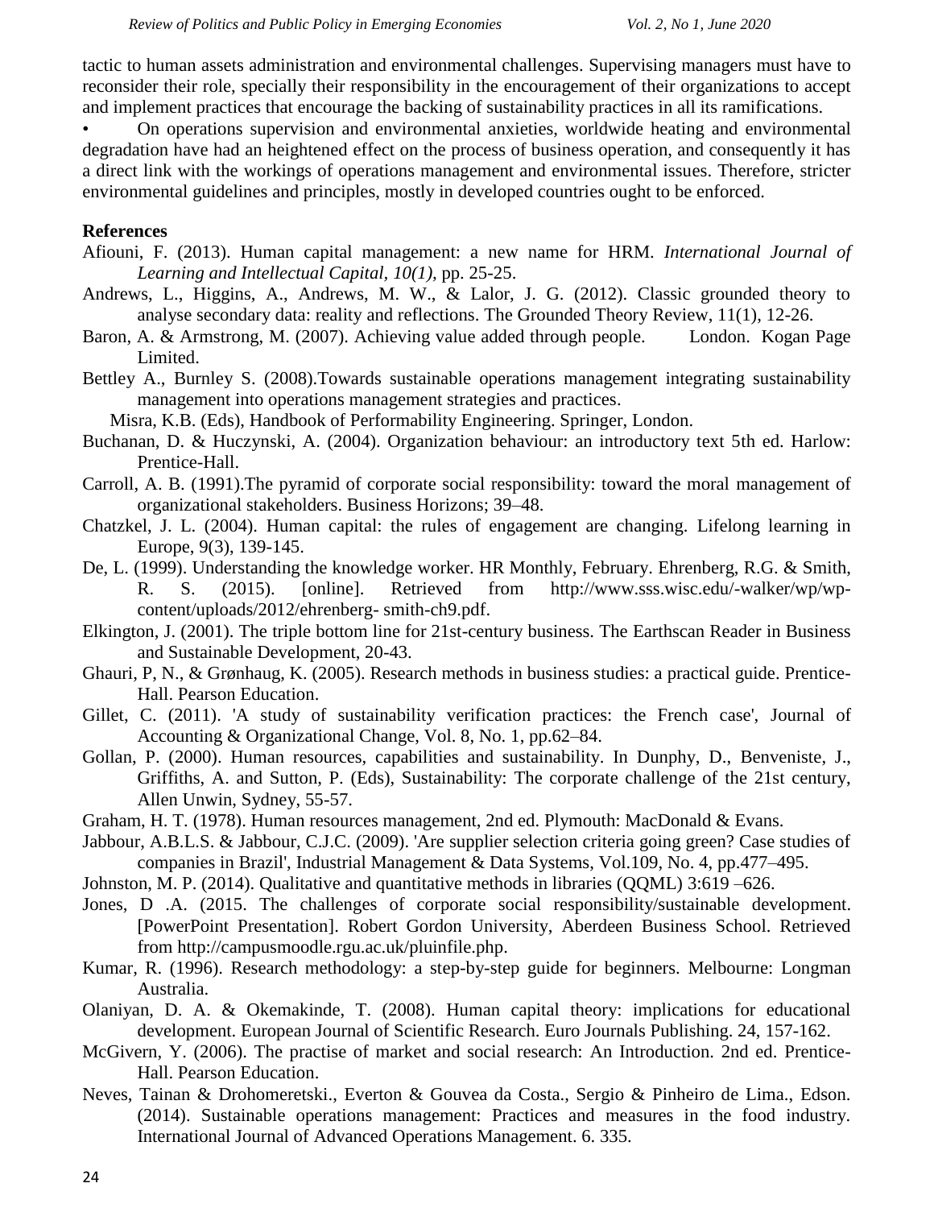tactic to human assets administration and environmental challenges. Supervising managers must have to reconsider their role, specially their responsibility in the encouragement of their organizations to accept and implement practices that encourage the backing of sustainability practices in all its ramifications.

- On operations supervision and environmental anxieties, worldwide heating and environmental degradation have had an heightened effect on the process of business operation, and consequently it has a direct link with the workings of operations management and environmental issues. Therefore, stricter environmental guidelines and principles, mostly in developed countries ought to be enforced.

**References**

Afiouni, F. (2013). Human capital management: a new name for HRM. *International Journal of Learning and Intellectual Capital, 10(1),* pp. 25-25.

Andrews, L., Higgins, A., Andrews, M. W., & Lalor, J. G. (2012). Classic grounded theory to analyse secondary data: reality and reflections. The Grounded Theory Review, 11(1), 12-26.

Baron, A. & Armstrong, M. (2007). Achieving value added through people. London. Kogan Page Limited.

Bettley A., Burnley S. (2008).Towards sustainable operations management integrating sustainability management into operations management strategies and practices.

Misra, K.B. (Eds), Handbook of Performability Engineering. Springer, London.

Buchanan, D. & Huczynski, A. (2004). Organization behaviour: an introductory text 5th ed. Harlow: Prentice-Hall.

Carroll, A. B. (1991).The pyramid of corporate social responsibility: toward the moral management of organizational stakeholders. Business Horizons; 39–48.

Chatzkel, J. L. (2004). Human capital: the rules of engagement are changing. Lifelong learning in Europe, 9(3), 139-145.

De, L. (1999). Understanding the knowledge worker. HR Monthly, February. Ehrenberg, R.G. & Smith, R. S. (2015). [online]. Retrieved from http://www.sss.wisc.edu/-walker/wp/wp-content/uploads/2012/ehrenberg- smith-ch9.pdf.

Elkington, J. (2001). The triple bottom line for 21st-century business. The Earthscan Reader in Business and Sustainable Development, 20-43.

Ghauri, P, N., & Grønhaug, K. (2005). Research methods in business studies: a practical guide. Prentice-Hall. Pearson Education.

Gillet, C. (2011). 'A study of sustainability verification practices: the French case', Journal of Accounting & Organizational Change, Vol. 8, No. 1, pp.62–84.

Gollan, P. (2000). Human resources, capabilities and sustainability. In Dunphy, D., Benveniste, J., Griffiths, A. and Sutton, P. (Eds), Sustainability: The corporate challenge of the 21st century, Allen Unwin, Sydney, 55-57.

Graham, H. T. (1978). Human resources management, 2nd ed. Plymouth: MacDonald & Evans.

Jabbour, A.B.L.S. & Jabbour, C.J.C. (2009). 'Are supplier selection criteria going green? Case studies of companies in Brazil', Industrial Management & Data Systems, Vol.109, No. 4, pp.477–495.

Johnston, M. P. (2014). Qualitative and quantitative methods in libraries (QQML) 3:619 –626.

Jones, D .A. (2015. The challenges of corporate social responsibility/sustainable development. [PowerPoint Presentation]. Robert Gordon University, Aberdeen Business School. Retrieved from http://campusmoodle.rgu.ac.uk/pluinfile.php.

Kumar, R. (1996). Research methodology: a step-by-step guide for beginners. Melbourne: Longman Australia.

Olaniyan, D. A. & Okemakinde, T. (2008). Human capital theory: implications for educational development. European Journal of Scientific Research. Euro Journals Publishing. 24, 157-162.

McGivern, Y. (2006). The practise of market and social research: An Introduction. 2nd ed. Prentice-Hall. Pearson Education.

Neves, Tainan & Drohomeretski., Everton & Gouvea da Costa., Sergio & Pinheiro de Lima., Edson. (2014). Sustainable operations management: Practices and measures in the food industry. International Journal of Advanced Operations Management. 6. 335.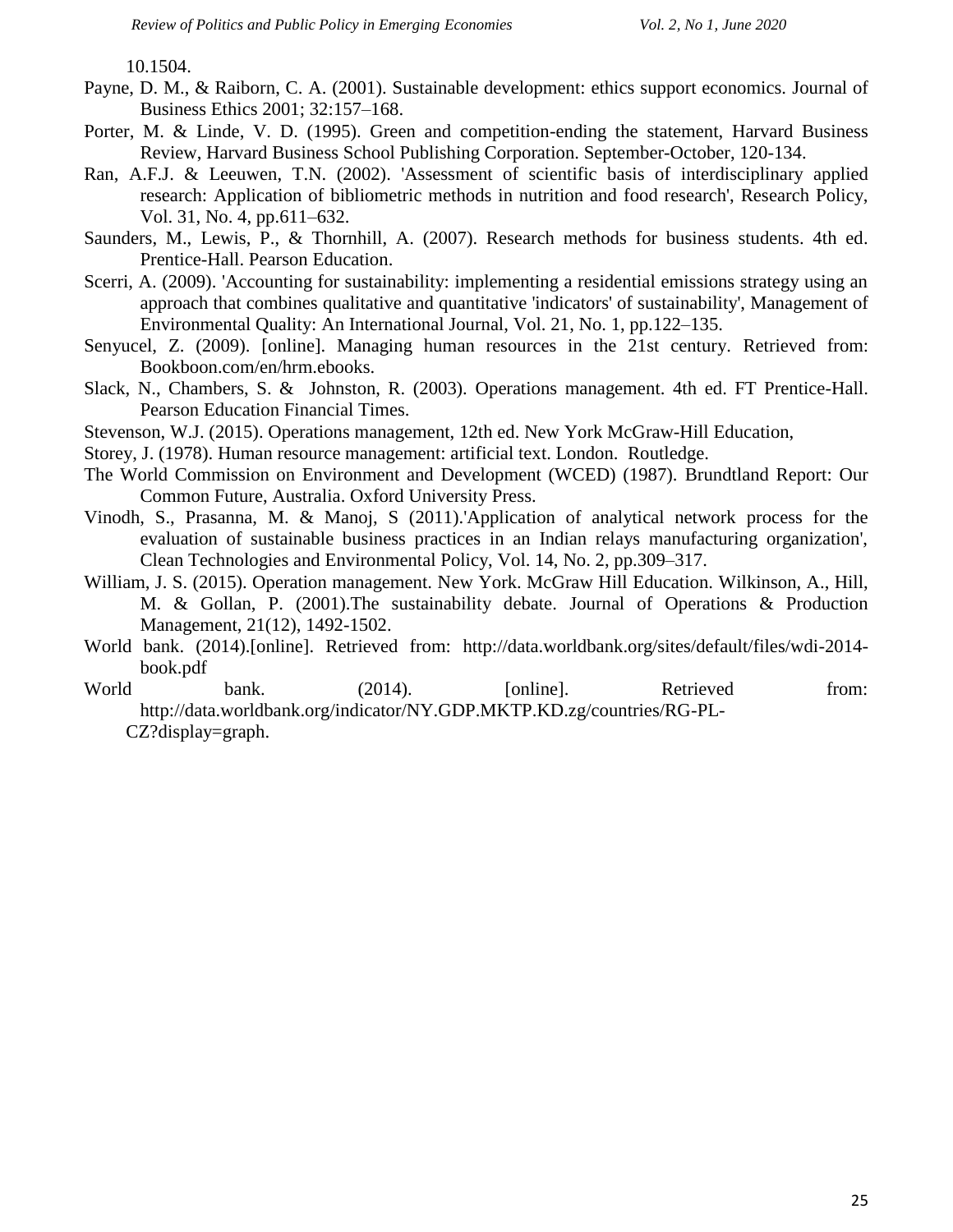10.1504.

Payne, D. M., & Raiborn, C. A. (2001). Sustainable development: ethics support economics. Journal of Business Ethics 2001; 32:157–168.

Porter, M. & Linde, V. D. (1995). Green and competition-ending the statement, Harvard Business Review, Harvard Business School Publishing Corporation. September-October, 120-134.

Ran, A.F.J. & Leeuwen, T.N. (2002). 'Assessment of scientific basis of interdisciplinary applied research: Application of bibliometric methods in nutrition and food research', Research Policy, Vol. 31, No. 4, pp.611–632.

Saunders, M., Lewis, P., & Thornhill, A. (2007). Research methods for business students. 4th ed. Prentice-Hall. Pearson Education.

Scerri, A. (2009). 'Accounting for sustainability: implementing a residential emissions strategy using an approach that combines qualitative and quantitative 'indicators' of sustainability', Management of Environmental Quality: An International Journal, Vol. 21, No. 1, pp.122–135.

Senyucel, Z. (2009). [online]. Managing human resources in the 21st century. Retrieved from: Bookboon.com/en/hrm.ebooks.

Slack, N., Chambers, S. & Johnston, R. (2003). Operations management. 4th ed. FT Prentice-Hall. Pearson Education Financial Times.

Stevenson, W.J. (2015). Operations management, 12th ed. New York McGraw-Hill Education,

Storey, J. (1978). Human resource management: artificial text. London. Routledge.

The World Commission on Environment and Development (WCED) (1987). Brundtland Report: Our Common Future, Australia. Oxford University Press.

Vinodh, S., Prasanna, M. & Manoj, S (2011).'Application of analytical network process for the evaluation of sustainable business practices in an Indian relays manufacturing organization', Clean Technologies and Environmental Policy, Vol. 14, No. 2, pp.309–317.

William, J. S. (2015). Operation management. New York. McGraw Hill Education. Wilkinson, A., Hill, M. & Gollan, P. (2001).The sustainability debate. Journal of Operations & Production Management, 21(12), 1492-1502.

World bank. (2014).[online]. Retrieved from: http://data.worldbank.org/sites/default/files/wdi-2014-book.pdf

World bank. (2014). [online]. Retrieved from: http://data.worldbank.org/indicator/NY.GDP.MKTP.KD.zg/countries/RG-PL-CZ?display=graph.